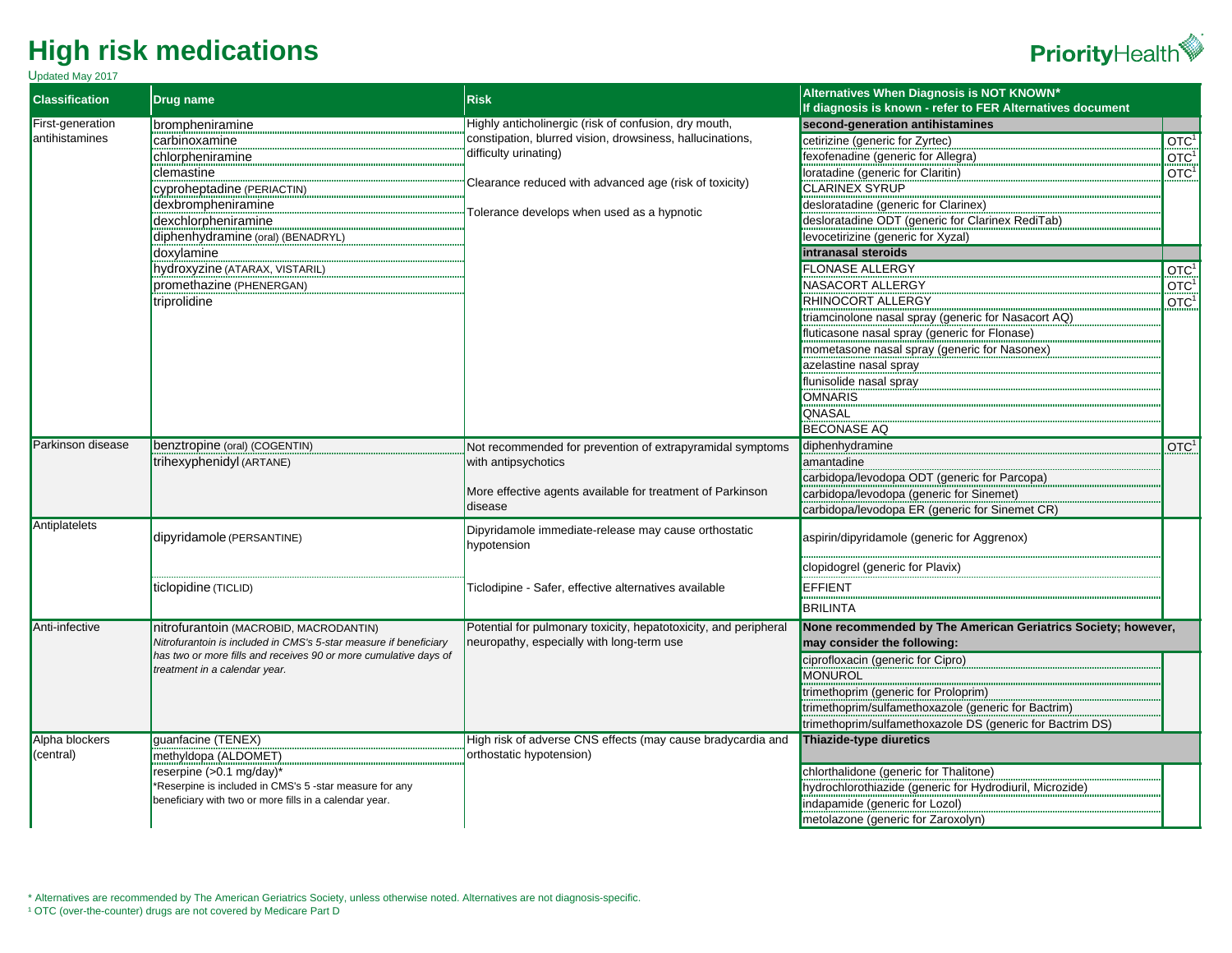# High risk medications

Updated May 2017

| Classification | Drug name | Risk | Alternatives When Diagnosis is NOT KNOWN* If diagnosis is known - refer to FER Alternatives document | |
|---|---|---|---|---|
| First-generation antihistamines | brompheniramine | Highly anticholinergic (risk of confusion, dry mouth, constipation, blurred vision, drowsiness, hallucinations, difficulty urinating)<br><br>Clearance reduced with advanced age (risk of toxicity)<br><br>Tolerance develops when used as a hypnotic | **second-generation antihistamines** | |
| | carbinoxamine | | cetirizine (generic for Zyrtec) | OTC[1] |
| | chlorpheniramine | | fexofenadine (generic for Allegra) | OTC[1] |
| | clemastine | | loratadine (generic for Claritin) | OTC[1] |
| | cyproheptadine (PERIACTIN) | | CLARINEX SYRUP | |
| | dexbrompheniramine | | desloratadine (generic for Clarinex) | |
| | dexchlorpheniramine | | desloratadine ODT (generic for Clarinex RediTab) | |
| | diphenhydramine (oral) (BENADRYL) | | levocetirizine (generic for Xyzal) | |
| | doxylamine | | **intranasal steroids** | |
| | hydroxyzine (ATARAX, VISTARIL) | | FLONASE ALLERGY | OTC[1] |
| | promethazine (PHENERGAN) | | NASACORT ALLERGY | OTC[1] |
| | triprolidine | | RHINOCORT ALLERGY | OTC[1] |
| | | | triamcinolone nasal spray (generic for Nasacort AQ) | |
| | | | fluticasone nasal spray (generic for Flonase) | |
| | | | mometasone nasal spray (generic for Nasonex) | |
| | | | azelastine nasal spray | |
| | | | flunisolide nasal spray | |
| | | | OMNARIS | |
| | | | QNASAL | |
| | | | BECONASE AQ | |
| Parkinson disease | benztropine (oral) (COGENTIN) | Not recommended for prevention of extrapyramidal symptoms with antipsychotics<br><br>More effective agents available for treatment of Parkinson disease | diphenhydramine | OTC[1] |
| | trihexyphenidyl (ARTANE) | | amantadine | |
| | | | carbidopa/levodopa ODT (generic for Parcopa) | |
| | | | carbidopa/levodopa (generic for Sinemet) | |
| | | | carbidopa/levodopa ER (generic for Sinemet CR) | |
| Antiplatelets | dipyridamole (PERSANTINE) | Dipyridamole immediate-release may cause orthostatic hypotension | aspirin/dipyridamole (generic for Aggrenox) | |
| | | | clopidogrel (generic for Plavix) | |
| | ticlopidine (TICLID) | Ticlodipine - Safer, effective alternatives available | EFFIENT | |
| | | | BRILINTA | |
| Anti-infective | nitrofurantoin (MACROBID, MACRODANTIN)<br>*Nitrofurantoin is included in CMS's 5-star measure if beneficiary has two or more fills and receives 90 or more cumulative days of treatment in a calendar year.* | Potential for pulmonary toxicity, hepatotoxicity, and peripheral neuropathy, especially with long-term use | **None recommended by The American Geriatrics Society; however, may consider the following:** | |
| | | | ciprofloxacin (generic for Cipro) | |
| | | | MONUROL | |
| | | | trimethoprim (generic for Proloprim) | |
| | | | trimethoprim/sulfamethoxazole (generic for Bactrim) | |
| | | | trimethoprim/sulfamethoxazole DS (generic for Bactrim DS) | |
| Alpha blockers (central) | guanfacine (TENEX) | High risk of adverse CNS effects (may cause bradycardia and orthostatic hypotension) | **Thiazide-type diuretics** | |
| | methyldopa (ALDOMET) | | chlorthalidone (generic for Thalitone) | |
| | reserpine (>0.1 mg/day)*<br>*Reserpine is included in CMS's 5 -star measure for any beneficiary with two or more fills in a calendar year. | | hydrochlorothiazide (generic for Hydrodiuril, Microzide) | |
| | | | indapamide (generic for Lozol) | |
| | | | metolazone (generic for Zaroxolyn) | |

\* Alternatives are recommended by The American Geriatrics Society, unless otherwise noted. Alternatives are not diagnosis-specific.

[1] OTC (over-the-counter) drugs are not covered by Medicare Part D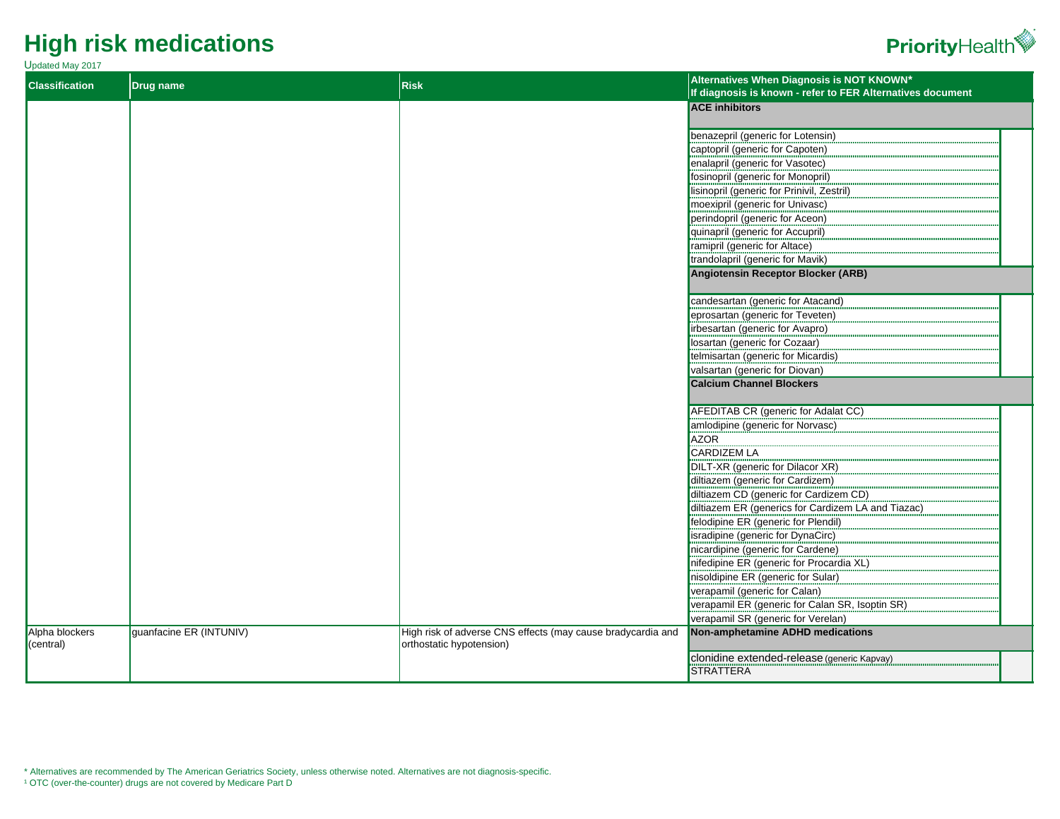# High risk medications

Updated May 2017

| Classification | Drug name | Risk | Alternatives When Diagnosis is NOT KNOWN* If diagnosis is known - refer to FER Alternatives document |
|---|---|---|---|
| | | | **ACE inhibitors** |
| | | | benazepril (generic for Lotensin) |
| | | | captopril (generic for Capoten) |
| | | | enalapril (generic for Vasotec) |
| | | | fosinopril (generic for Monopril) |
| | | | lisinopril (generic for Prinivil, Zestril) |
| | | | moexipril (generic for Univasc) |
| | | | perindopril (generic for Aceon) |
| | | | quinapril (generic for Accupril) |
| | | | ramipril (generic for Altace) |
| | | | trandolapril (generic for Mavik) |
| | | | **Angiotensin Receptor Blocker (ARB)** |
| | | | candesartan (generic for Atacand) |
| | | | eprosartan (generic for Teveten) |
| | | | irbesartan (generic for Avapro) |
| | | | losartan (generic for Cozaar) |
| | | | telmisartan (generic for Micardis) |
| | | | valsartan (generic for Diovan) |
| | | | **Calcium Channel Blockers** |
| | | | AFEDITAB CR (generic for Adalat CC) |
| | | | amlodipine (generic for Norvasc) |
| | | | AZOR |
| | | | CARDIZEM LA |
| | | | DILT-XR (generic for Dilacor XR) |
| | | | diltiazem (generic for Cardizem) |
| | | | diltiazem CD (generic for Cardizem CD) |
| | | | diltiazem ER (generics for Cardizem LA and Tiazac) |
| | | | felodipine ER (generic for Plendil) |
| | | | isradipine (generic for DynaCirc) |
| | | | nicardipine (generic for Cardene) |
| | | | nifedipine ER (generic for Procardia XL) |
| | | | nisoldipine ER (generic for Sular) |
| | | | verapamil (generic for Calan) |
| | | | verapamil ER (generic for Calan SR, Isoptin SR) |
| | | | verapamil SR (generic for Verelan) |
| Alpha blockers (central) | guanfacine ER (INTUNIV) | High risk of adverse CNS effects (may cause bradycardia and orthostatic hypotension) | **Non-amphetamine ADHD medications** |
| | | | clonidine extended-release (generic Kapvay) |
| | | | STRATTERA |

\* Alternatives are recommended by The American Geriatrics Society, unless otherwise noted. Alternatives are not diagnosis-specific.

[1] OTC (over-the-counter) drugs are not covered by Medicare Part D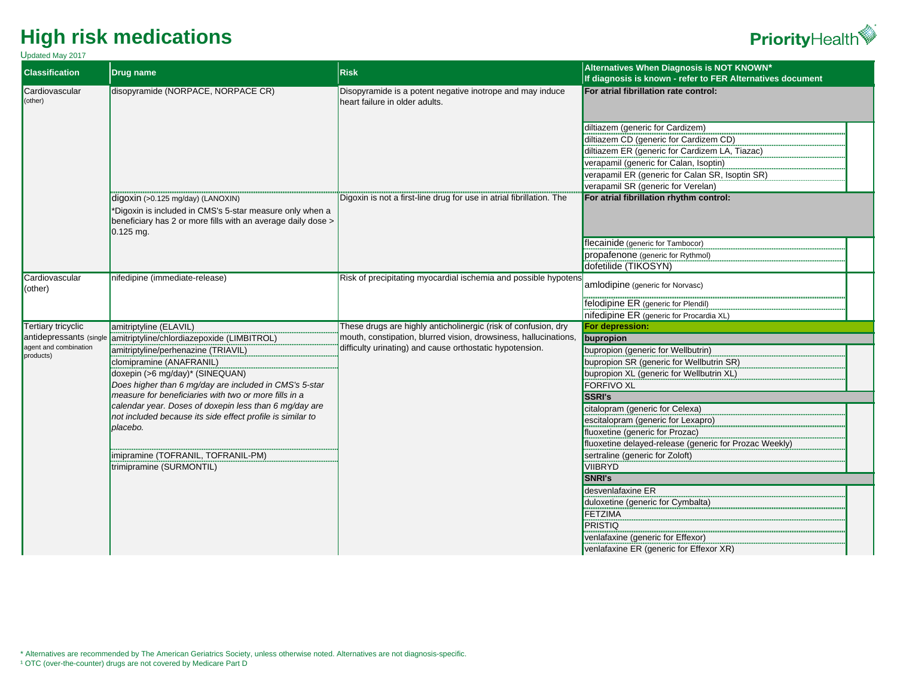# High risk medications

Updated May 2017

| Classification | Drug name | Risk | Alternatives When Diagnosis is NOT KNOWN* If diagnosis is known - refer to FER Alternatives document |
|---|---|---|---|
| Cardiovascular (other) | disopyramide (NORPACE, NORPACE CR) | Disopyramide is a potent negative inotrope and may induce heart failure in older adults. | **For atrial fibrillation rate control:** |
| | | | diltiazem (generic for Cardizem) |
| | | | diltiazem CD (generic for Cardizem CD) |
| | | | diltiazem ER (generic for Cardizem LA, Tiazac) |
| | | | verapamil (generic for Calan, Isoptin) |
| | | | verapamil ER (generic for Calan SR, Isoptin SR) |
| | | | verapamil SR (generic for Verelan) |
| | digoxin (>0.125 mg/day) (LANOXIN) *Digoxin is included in CMS's 5-star measure only when a beneficiary has 2 or more fills with an average daily dose > 0.125 mg. | Digoxin is not a first-line drug for use in atrial fibrillation. The | **For atrial fibrillation rhythm control:** |
| | | | flecainide (generic for Tambocor) |
| | | | propafenone (generic for Rythmol) |
| | | | dofetilide (TIKOSYN) |
| Cardiovascular (other) | nifedipine (immediate-release) | Risk of precipitating myocardial ischemia and possible hypotens | amlodipine (generic for Norvasc) |
| | | | felodipine ER (generic for Plendil) |
| | | | nifedipine ER (generic for Procardia XL) |
| Tertiary tricyclic antidepressants (single agent and combination products) | amitriptyline (ELAVIL) | These drugs are highly anticholinergic (risk of confusion, dry mouth, constipation, blurred vision, drowsiness, hallucinations, difficulty urinating) and cause orthostatic hypotension. | **For depression:** |
| | amitriptyline/chlordiazepoxide (LIMBITROL) | | **bupropion** |
| | amitriptyline/perhenazine (TRIAVIL) | | bupropion (generic for Wellbutrin) |
| | clomipramine (ANAFRANIL) | | bupropion SR (generic for Wellbutrin SR) |
| | doxepin (>6 mg/day)* (SINEQUAN) *Does higher than 6 mg/day are included in CMS's 5-star measure for beneficiaries with two or more fills in a calendar year. Doses of doxepin less than 6 mg/day are not included because its side effect profile is similar to placebo.* | | bupropion XL (generic for Wellbutrin XL) |
| | | | FORFIVO XL |
| | | | **SSRI's** |
| | | | citalopram (generic for Celexa) |
| | | | escitalopram (generic for Lexapro) |
| | | | fluoxetine (generic for Prozac) |
| | | | fluoxetine delayed-release (generic for Prozac Weekly) |
| | imipramine (TOFRANIL, TOFRANIL-PM) | | sertraline (generic for Zoloft) |
| | trimipramine (SURMONTIL) | | VIIBRYD |
| | | | **SNRI's** |
| | | | desvenlafaxine ER |
| | | | duloxetine (generic for Cymbalta) |
| | | | FETZIMA |
| | | | PRISTIQ |
| | | | venlafaxine (generic for Effexor) |
| | | | venlafaxine ER (generic for Effexor XR) |

\* Alternatives are recommended by The American Geriatrics Society, unless otherwise noted. Alternatives are not diagnosis-specific.

[1] OTC (over-the-counter) drugs are not covered by Medicare Part D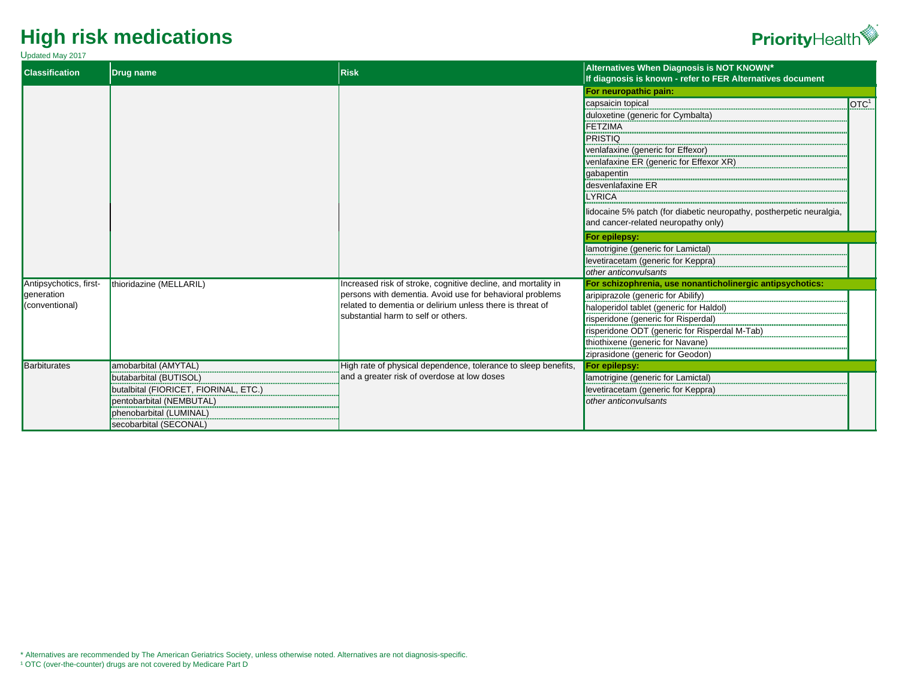# High risk medications

Updated May 2017

| Classification | Drug name | Risk | Alternatives When Diagnosis is NOT KNOWN* If diagnosis is known - refer to FER Alternatives document | |
|---|---|---|---|---|
| | | | **For neuropathic pain:** | |
| | | | capsaicin topical | OTC[1] |
| | | | duloxetine (generic for Cymbalta) | |
| | | | FETZIMA | |
| | | | PRISTIQ | |
| | | | venlafaxine (generic for Effexor) | |
| | | | venlafaxine ER (generic for Effexor XR) | |
| | | | gabapentin | |
| | | | desvenlafaxine ER | |
| | | | LYRICA | |
| | | | lidocaine 5% patch (for diabetic neuropathy, postherpetic neuralgia, and cancer-related neuropathy only) | |
| | | | **For epilepsy:** | |
| | | | lamotrigine (generic for Lamictal) | |
| | | | levetiracetam (generic for Keppra) | |
| | | | *other anticonvulsants* | |
| Antipsychotics, first-generation (conventional) | thioridazine (MELLARIL) | Increased risk of stroke, cognitive decline, and mortality in persons with dementia. Avoid use for behavioral problems related to dementia or delirium unless there is threat of substantial harm to self or others. | **For schizophrenia, use nonanticholinergic antipsychotics:** | |
| | | | aripiprazole (generic for Abilify) | |
| | | | haloperidol tablet (generic for Haldol) | |
| | | | risperidone (generic for Risperdal) | |
| | | | risperidone ODT (generic for Risperdal M-Tab) | |
| | | | thiothixene (generic for Navane) | |
| | | | ziprasidone (generic for Geodon) | |
| Barbiturates | amobarbital (AMYTAL) | High rate of physical dependence, tolerance to sleep benefits, and a greater risk of overdose at low doses | **For epilepsy:** | |
| | butabarbital (BUTISOL) | | lamotrigine (generic for Lamictal) | |
| | butalbital (FIORICET, FIORINAL, ETC.) | | levetiracetam (generic for Keppra) | |
| | pentobarbital (NEMBUTAL) | | *other anticonvulsants* | |
| | phenobarbital (LUMINAL) | | | |
| | secobarbital (SECONAL) | | | |

* Alternatives are recommended by The American Geriatrics Society, unless otherwise noted. Alternatives are not diagnosis-specific.

[1] OTC (over-the-counter) drugs are not covered by Medicare Part D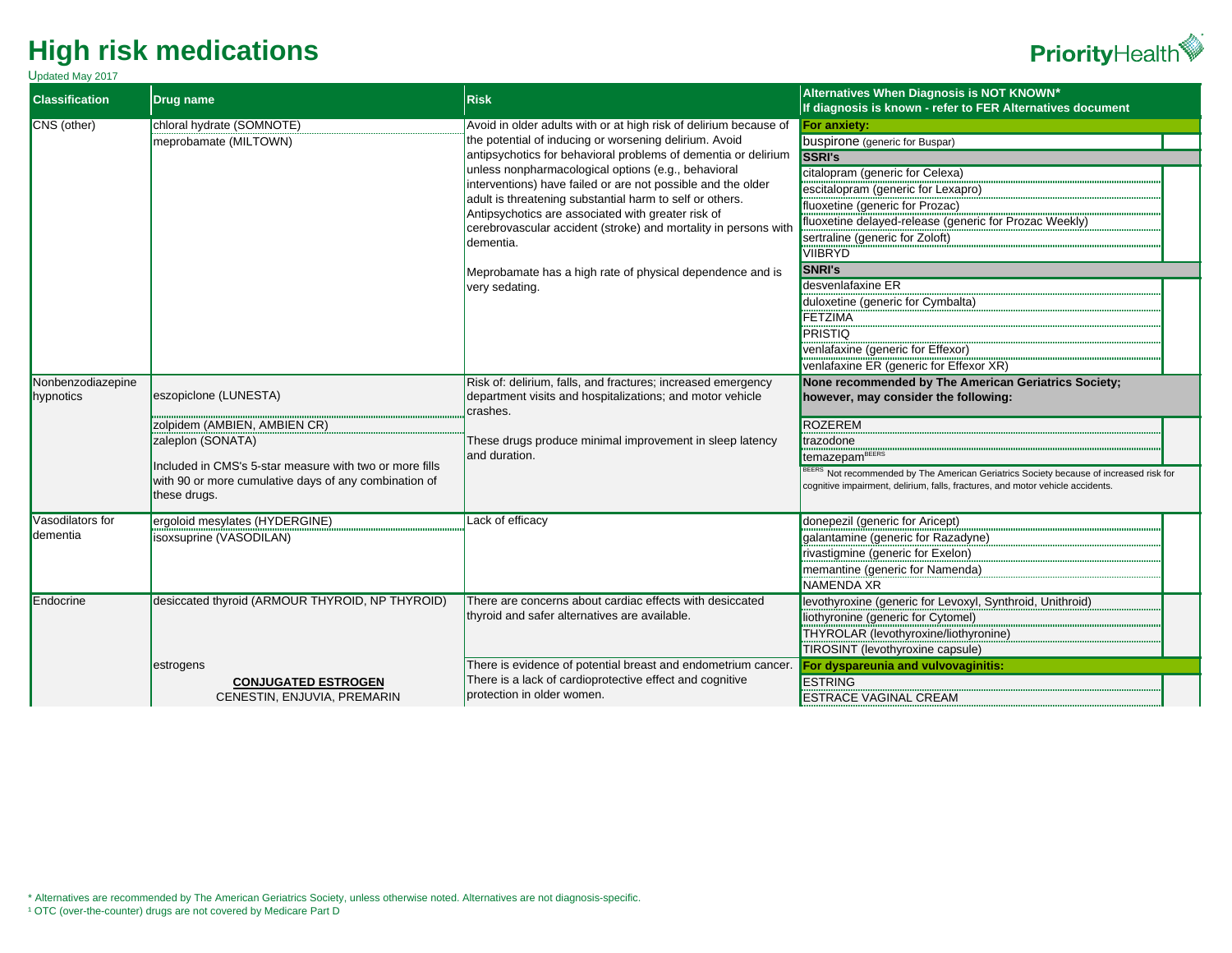# High risk medications

Updated May 2017

| Classification | Drug name | Risk | Alternatives When Diagnosis is NOT KNOWN* If diagnosis is known - refer to FER Alternatives document |
|---|---|---|---|
| CNS (other) | chloral hydrate (SOMNOTE) | Avoid in older adults with or at high risk of delirium because of the potential of inducing or worsening delirium. Avoid antipsychotics for behavioral problems of dementia or delirium unless nonpharmacological options (e.g., behavioral interventions) have failed or are not possible and the older adult is threatening substantial harm to self or others. Antipsychotics are associated with greater risk of cerebrovascular accident (stroke) and mortality in persons with dementia. | **For anxiety:** |
| | meprobamate (MILTOWN) | Meprobamate has a high rate of physical dependence and is very sedating. | buspirone (generic for Buspar) |
| | | | **SSRI's** |
| | | | citalopram (generic for Celexa) |
| | | | escitalopram (generic for Lexapro) |
| | | | fluoxetine (generic for Prozac) |
| | | | fluoxetine delayed-release (generic for Prozac Weekly) |
| | | | sertraline (generic for Zoloft) |
| | | | VIIBRYD |
| | | | **SNRI's** |
| | | | desvenlafaxine ER |
| | | | duloxetine (generic for Cymbalta) |
| | | | FETZIMA |
| | | | PRISTIQ |
| | | | venlafaxine (generic for Effexor) |
| | | | venlafaxine ER (generic for Effexor XR) |
| Nonbenzodiazepine hypnotics | eszopiclone (LUNESTA) | Risk of: delirium, falls, and fractures; increased emergency department visits and hospitalizations; and motor vehicle crashes. | **None recommended by The American Geriatrics Society; however, may consider the following:** |
| | zolpidem (AMBIEN, AMBIEN CR) | These drugs produce minimal improvement in sleep latency and duration. | ROZEREM |
| | zaleplon (SONATA) | | trazodone |
| | Included in CMS's 5-star measure with two or more fills with 90 or more cumulative days of any combination of these drugs. | | temazepam[BEERS] |
| | | | [BEERS] Not recommended by The American Geriatrics Society because of increased risk for cognitive impairment, delirium, falls, fractures, and motor vehicle accidents. |
| Vasodilators for dementia | ergoloid mesylates (HYDERGINE) | Lack of efficacy | donepezil (generic for Aricept) |
| | isoxsuprine (VASODILAN) | | galantamine (generic for Razadyne) |
| | | | rivastigmine (generic for Exelon) |
| | | | memantine (generic for Namenda) |
| | | | NAMENDA XR |
| Endocrine | desiccated thyroid (ARMOUR THYROID, NP THYROID) | There are concerns about cardiac effects with desiccated thyroid and safer alternatives are available. | levothyroxine (generic for Levoxyl, Synthroid, Unithroid) |
| | | | liothyronine (generic for Cytomel) |
| | | | THYROLAR (levothyroxine/liothyronine) |
| | | | TIROSINT (levothyroxine capsule) |
| | estrogens | There is evidence of potential breast and endometrium cancer. There is a lack of cardioprotective effect and cognitive protection in older women. | **For dyspareunia and vulvovaginitis:** |
| | **CONJUGATED ESTROGEN** | | ESTRING |
| | CENESTIN, ENJUVIA, PREMARIN | | ESTRACE VAGINAL CREAM |

\* Alternatives are recommended by The American Geriatrics Society, unless otherwise noted. Alternatives are not diagnosis-specific.

[1] OTC (over-the-counter) drugs are not covered by Medicare Part D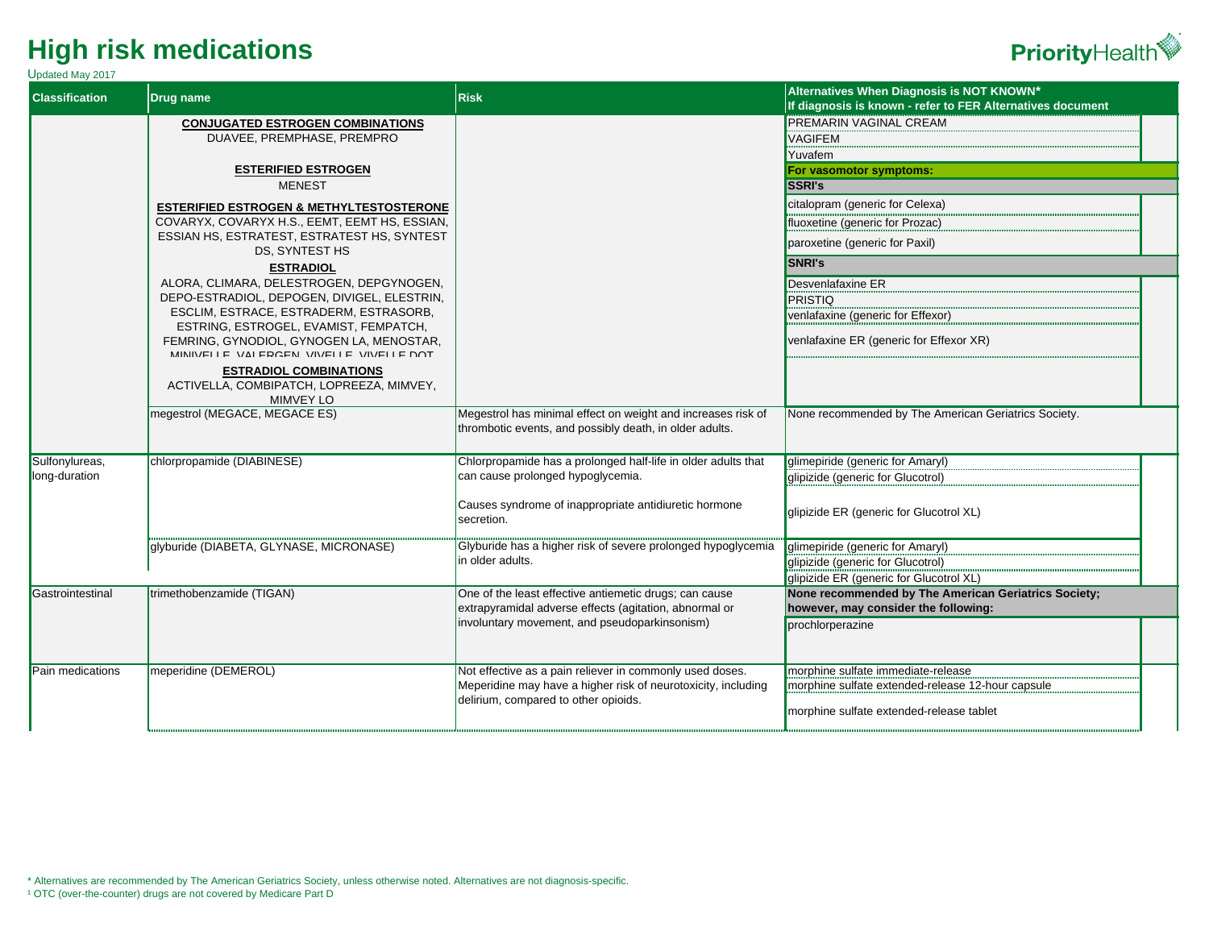# High risk medications

Updated May 2017

| Classification | Drug name | Risk | Alternatives When Diagnosis is NOT KNOWN* If diagnosis is known - refer to FER Alternatives document |
|---|---|---|---|
| | **CONJUGATED ESTROGEN COMBINATIONS** DUAVEE, PREMPHASE, PREMPRO **ESTERIFIED ESTROGEN** MENEST **ESTERIFIED ESTROGEN & METHYLTESTOSTERONE** COVARYX, COVARYX H.S., EEMT, EEMT HS, ESSIAN, ESSIAN HS, ESTRATEST, ESTRATEST HS, SYNTEST DS, SYNTEST HS **ESTRADIOL** ALORA, CLIMARA, DELESTROGEN, DEPGYNOGEN, DEPO-ESTRADIOL, DEPOGEN, DIVIGEL, ELESTRIN, ESCLIM, ESTRACE, ESTRADERM, ESTRASORB, ESTRING, ESTROGEL, EVAMIST, FEMPATCH, FEMRING, GYNODIOL, GYNOGEN LA, MENOSTAR, MINIVELLE, VALERGEN, VIVELLE, VIVELLE DOT **ESTRADIOL COMBINATIONS** ACTIVELLA, COMBIPATCH, LOPREEZA, MIMVEY, MIMVEY LO | | PREMARIN VAGINAL CREAM<br>VAGIFEM<br>Yuvafem<br>**For vasomotor symptoms:**<br>**SSRI's**<br>citalopram (generic for Celexa)<br>fluoxetine (generic for Prozac)<br>paroxetine (generic for Paxil)<br>**SNRI's**<br>Desvenlafaxine ER<br>PRISTIQ<br>venlafaxine (generic for Effexor)<br>venlafaxine ER (generic for Effexor XR) |
| | megestrol (MEGACE, MEGACE ES) | Megestrol has minimal effect on weight and increases risk of thrombotic events, and possibly death, in older adults. | None recommended by The American Geriatrics Society. |
| Sulfonylureas, long-duration | chlorpropamide (DIABINESE) | Chlorpropamide has a prolonged half-life in older adults that can cause prolonged hypoglycemia.<br><br>Causes syndrome of inappropriate antidiuretic hormone secretion. | glimepiride (generic for Amaryl)<br>glipizide (generic for Glucotrol)<br>glipizide ER (generic for Glucotrol XL) |
| | glyburide (DIABETA, GLYNASE, MICRONASE) | Glyburide has a higher risk of severe prolonged hypoglycemia in older adults. | glimepiride (generic for Amaryl)<br>glipizide (generic for Glucotrol)<br>glipizide ER (generic for Glucotrol XL) |
| Gastrointestinal | trimethobenzamide (TIGAN) | One of the least effective antiemetic drugs; can cause extrapyramidal adverse effects (agitation, abnormal or involuntary movement, and pseudoparkinsonism) | **None recommended by The American Geriatrics Society; however, may consider the following:**<br>prochlorperazine |
| Pain medications | meperidine (DEMEROL) | Not effective as a pain reliever in commonly used doses. Meperidine may have a higher risk of neurotoxicity, including delirium, compared to other opioids. | morphine sulfate immediate-release<br>morphine sulfate extended-release 12-hour capsule<br>morphine sulfate extended-release tablet |

* Alternatives are recommended by The American Geriatrics Society, unless otherwise noted. Alternatives are not diagnosis-specific.

[1] OTC (over-the-counter) drugs are not covered by Medicare Part D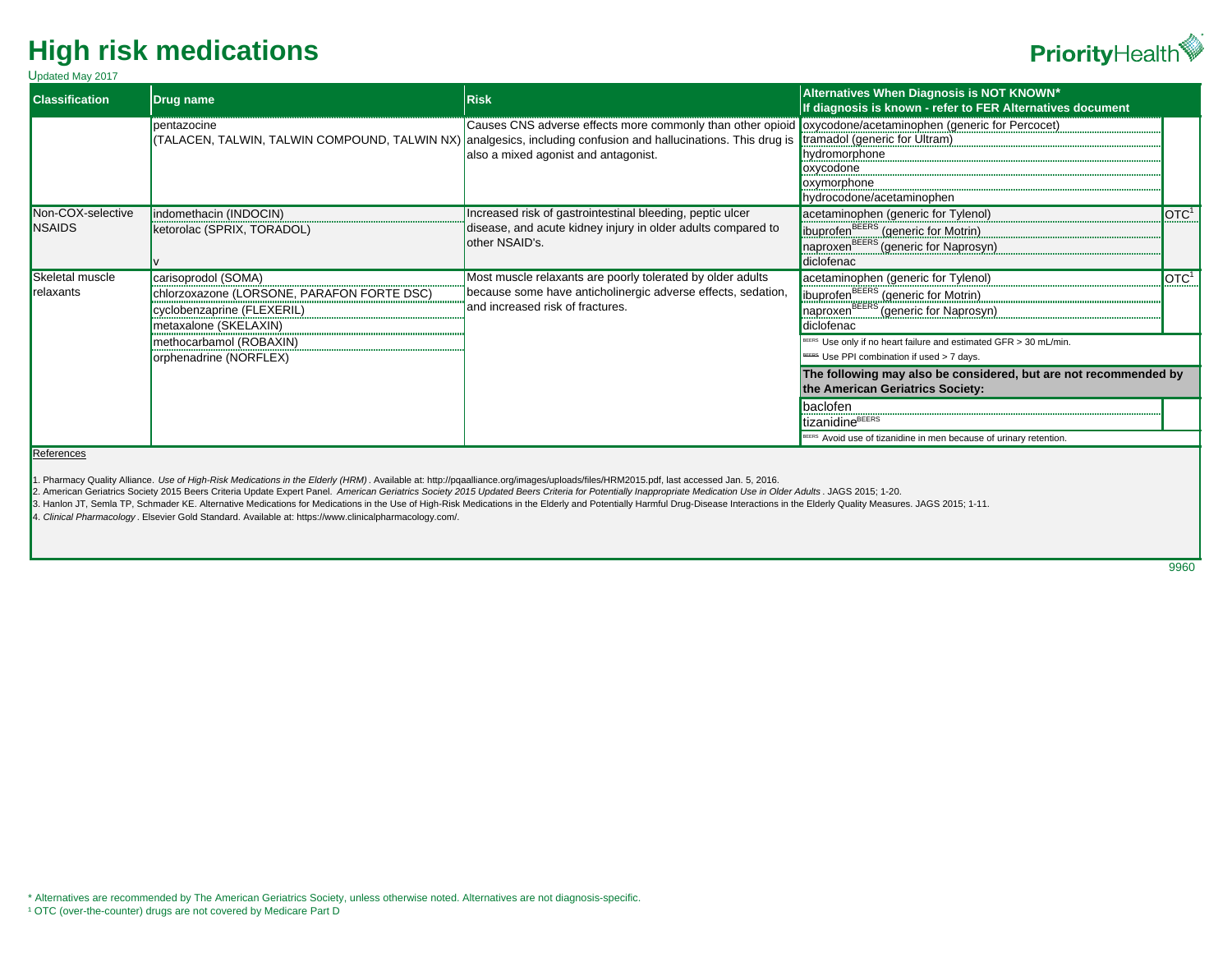# High risk medications

Updated May 2017

| Classification | Drug name | Risk | Alternatives When Diagnosis is NOT KNOWN* If diagnosis is known - refer to FER Alternatives document | |
|---|---|---|---|---|
| | pentazocine (TALACEN, TALWIN, TALWIN COMPOUND, TALWIN NX) | Causes CNS adverse effects more commonly than other opioid analgesics, including confusion and hallucinations. This drug is also a mixed agonist and antagonist. | oxycodone/acetaminophen (generic for Percocet) | |
| | | | tramadol (generic for Ultram) | |
| | | | hydromorphone | |
| | | | oxycodone | |
| | | | oxymorphone | |
| | | | hydrocodone/acetaminophen | |
| Non-COX-selective NSAIDS | indomethacin (INDOCIN) | Increased risk of gastrointestinal bleeding, peptic ulcer disease, and acute kidney injury in older adults compared to other NSAID's. | acetaminophen (generic for Tylenol) | OTC[1] |
| | ketorolac (SPRIX, TORADOL) | | ibuprofen[BEERS] (generic for Motrin) | |
| | | | naproxen[BEERS] (generic for Naprosyn) | |
| | v | | diclofenac | |
| Skeletal muscle relaxants | carisoprodol (SOMA) | Most muscle relaxants are poorly tolerated by older adults because some have anticholinergic adverse effects, sedation, and increased risk of fractures. | acetaminophen (generic for Tylenol) | OTC[1] |
| | chlorzoxazone (LORSONE, PARAFON FORTE DSC) | | ibuprofen[BEERS] (generic for Motrin) | |
| | cyclobenzaprine (FLEXERIL) | | naproxen[BEERS] (generic for Naprosyn) | |
| | metaxalone (SKELAXIN) | | diclofenac | |
| | methocarbamol (ROBAXIN) | | [BEERS] Use only if no heart failure and estimated GFR > 30 mL/min. | |
| | orphenadrine (NORFLEX) | | [BEERS] Use PPI combination if used > 7 days. | |
| | | | **The following may also be considered, but are not recommended by the American Geriatrics Society:** | |
| | | | baclofen | |
| | | | tizanidine[BEERS] | |
| | | | [BEERS] Avoid use of tizanidine in men because of urinary retention. | |

References

1. Pharmacy Quality Alliance. *Use of High-Risk Medications in the Elderly (HRM)*. Available at: http://pqaalliance.org/images/uploads/files/HRM2015.pdf, last accessed Jan. 5, 2016.
2. American Geriatrics Society 2015 Beers Criteria Update Expert Panel. *American Geriatrics Society 2015 Updated Beers Criteria for Potentially Inappropriate Medication Use in Older Adults*. JAGS 2015; 1-20.
3. Hanlon JT, Semla TP, Schmader KE. Alternative Medications for Medications in the Use of High-Risk Medications in the Elderly and Potentially Harmful Drug-Disease Interactions in the Elderly Quality Measures. JAGS 2015; 1-11.
4. *Clinical Pharmacology*. Elsevier Gold Standard. Available at: https://www.clinicalpharmacology.com/.

9960

* Alternatives are recommended by The American Geriatrics Society, unless otherwise noted. Alternatives are not diagnosis-specific.

[1] OTC (over-the-counter) drugs are not covered by Medicare Part D